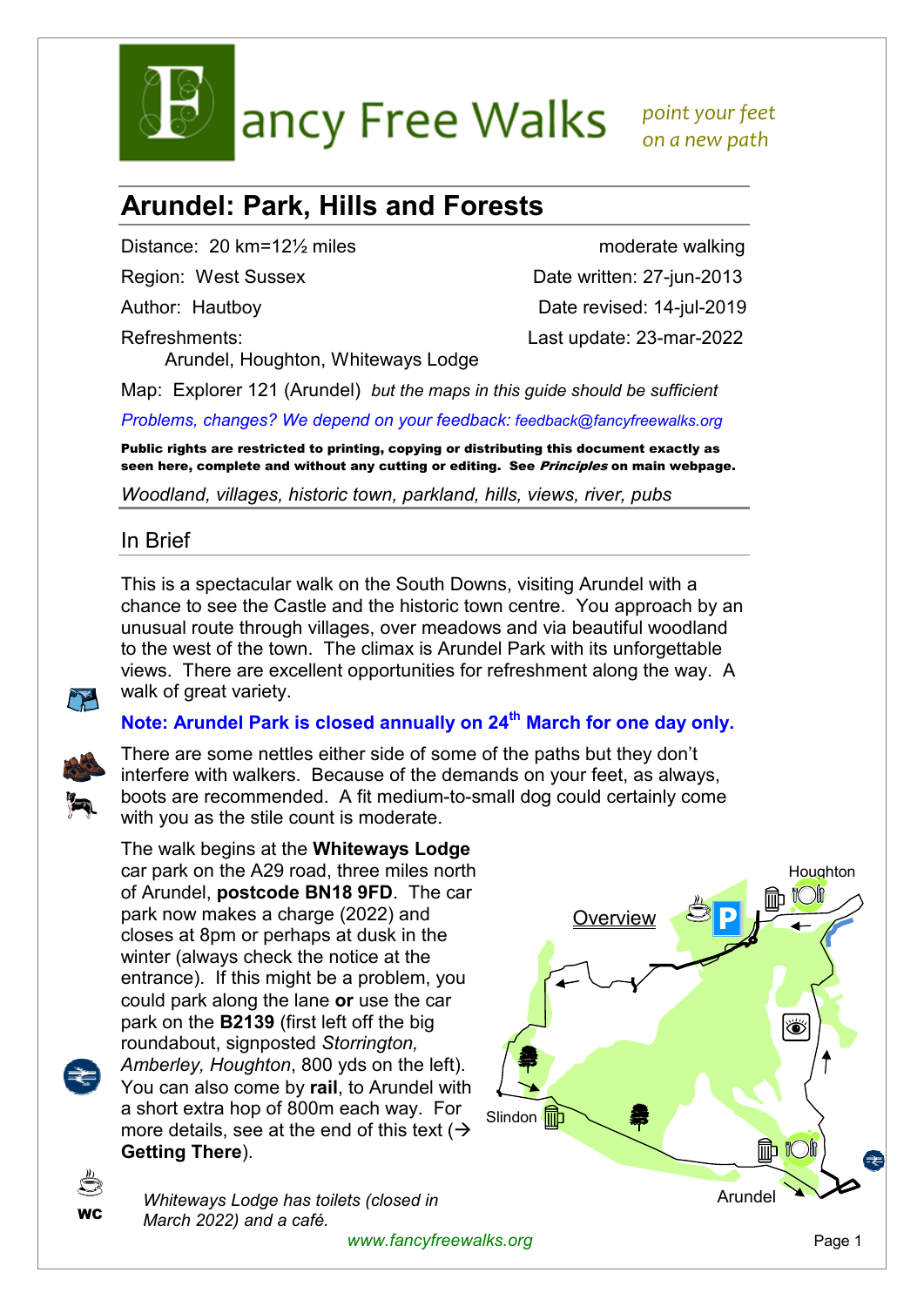# Fancy Free Walks

*point your feet on a new path*

## Arundel: Park, Hills and Forests

| | |
|---|---|
| Distance: 20 km=12½ miles | moderate walking |
| Region: West Sussex | Date written: 27-jun-2013 |
| Author: Hautboy | Date revised: 14-jul-2019 |
| Refreshments: Arundel, Houghton, Whiteways Lodge | Last update: 23-mar-2022 |

Map: Explorer 121 (Arundel) *but the maps in this guide should be sufficient*

*Problems, changes? We depend on your feedback: feedback@fancyfreewalks.org*

**Public rights are restricted to printing, copying or distributing this document exactly as seen here, complete and without any cutting or editing. See *Principles* on main webpage.**

*Woodland, villages, historic town, parkland, hills, views, river, pubs*

## In Brief

This is a spectacular walk on the South Downs, visiting Arundel with a chance to see the Castle and the historic town centre. You approach by an unusual route through villages, over meadows and via beautiful woodland to the west of the town. The climax is Arundel Park with its unforgettable views. There are excellent opportunities for refreshment along the way. A walk of great variety.

**Note: Arundel Park is closed annually on 24th March for one day only.**

There are some nettles either side of some of the paths but they don't interfere with walkers. Because of the demands on your feet, as always, boots are recommended. A fit medium-to-small dog could certainly come with you as the stile count is moderate.

The walk begins at the **Whiteways Lodge** car park on the A29 road, three miles north of Arundel, **postcode BN18 9FD**. The car park now makes a charge (2022) and closes at 8pm or perhaps at dusk in the winter (always check the notice at the entrance). If this might be a problem, you could park along the lane **or** use the car park on the **B2139** (first left off the big roundabout, signposted *Storrington, Amberley, Houghton*, 800 yds on the left). You can also come by **rail**, to Arundel with a short extra hop of 800m each way. For more details, see at the end of this text (→ **Getting There**).

Overview

Houghton

Slindon

Arundel

WC

*Whiteways Lodge has toilets (closed in March 2022) and a café.*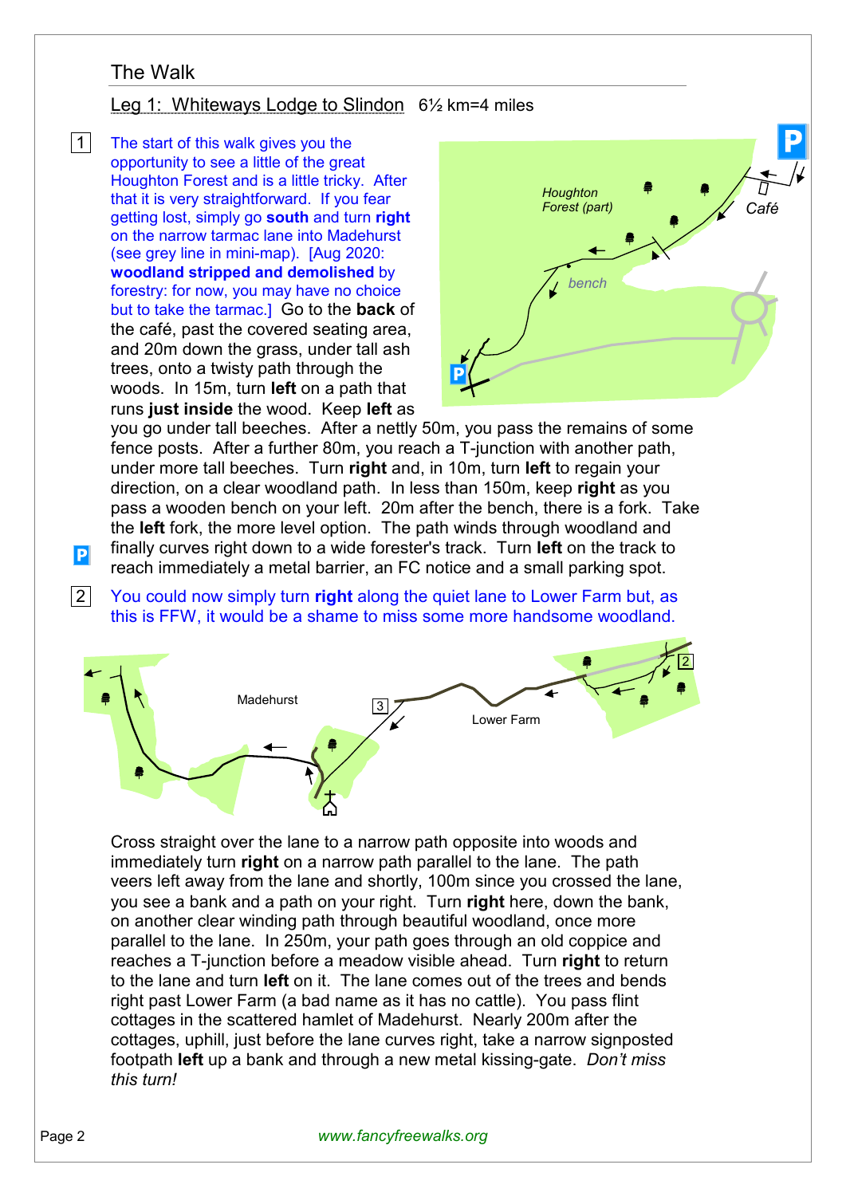## The Walk

### Leg 1: Whiteways Lodge to Slindon 6½ km=4 miles

1 The start of this walk gives you the opportunity to see a little of the great Houghton Forest and is a little tricky. After that it is very straightforward. If you fear getting lost, simply go **south** and turn **right** on the narrow tarmac lane into Madehurst (see grey line in mini-map). [Aug 2020: **woodland stripped and demolished** by forestry: for now, you may have no choice but to take the tarmac.] Go to the **back** of the café, past the covered seating area, and 20m down the grass, under tall ash trees, onto a twisty path through the woods. In 15m, turn **left** on a path that runs **just inside** the wood. Keep **left** as you go under tall beeches. After a nettly 50m, you pass the remains of some fence posts. After a further 80m, you reach a T-junction with another path, under more tall beeches. Turn **right** and, in 10m, turn **left** to regain your direction, on a clear woodland path. In less than 150m, keep **right** as you pass a wooden bench on your left. 20m after the bench, there is a fork. Take the **left** fork, the more level option. The path winds through woodland and finally curves right down to a wide forester's track. Turn **left** on the track to reach immediately a metal barrier, an FC notice and a small parking spot.

2 You could now simply turn **right** along the quiet lane to Lower Farm but, as this is FFW, it would be a shame to miss some more handsome woodland.

Cross straight over the lane to a narrow path opposite into woods and immediately turn **right** on a narrow path parallel to the lane. The path veers left away from the lane and shortly, 100m since you crossed the lane, you see a bank and a path on your right. Turn **right** here, down the bank, on another clear winding path through beautiful woodland, once more parallel to the lane. In 250m, your path goes through an old coppice and reaches a T-junction before a meadow visible ahead. Turn **right** to return to the lane and turn **left** on it. The lane comes out of the trees and bends right past Lower Farm (a bad name as it has no cattle). You pass flint cottages in the scattered hamlet of Madehurst. Nearly 200m after the cottages, uphill, just before the lane curves right, take a narrow signposted footpath **left** up a bank and through a new metal kissing-gate. *Don't miss this turn!*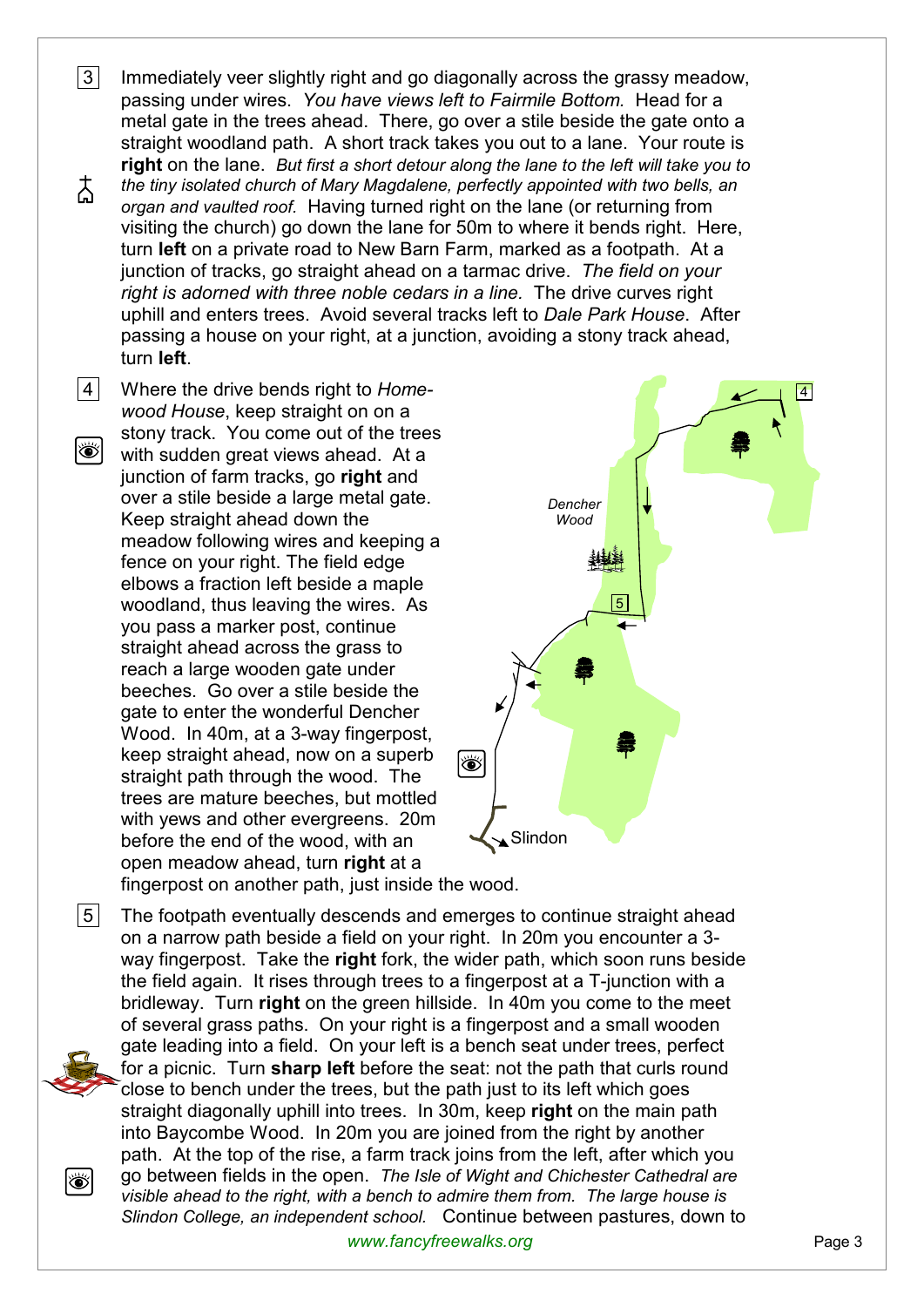3 Immediately veer slightly right and go diagonally across the grassy meadow, passing under wires. *You have views left to Fairmile Bottom.* Head for a metal gate in the trees ahead. There, go over a stile beside the gate onto a straight woodland path. A short track takes you out to a lane. Your route is **right** on the lane. *But first a short detour along the lane to the left will take you to the tiny isolated church of Mary Magdalene, perfectly appointed with two bells, an organ and vaulted roof.* Having turned right on the lane (or returning from visiting the church) go down the lane for 50m to where it bends right. Here, turn **left** on a private road to New Barn Farm, marked as a footpath. At a junction of tracks, go straight ahead on a tarmac drive. *The field on your right is adorned with three noble cedars in a line.* The drive curves right uphill and enters trees. Avoid several tracks left to *Dale Park House*. After passing a house on your right, at a junction, avoiding a stony track ahead, turn **left**.

4 Where the drive bends right to *Homewood House*, keep straight on on a stony track. You come out of the trees with sudden great views ahead. At a junction of farm tracks, go **right** and over a stile beside a large metal gate. Keep straight ahead down the meadow following wires and keeping a fence on your right. The field edge elbows a fraction left beside a maple woodland, thus leaving the wires. As you pass a marker post, continue straight ahead across the grass to reach a large wooden gate under beeches. Go over a stile beside the gate to enter the wonderful Dencher Wood. In 40m, at a 3-way fingerpost, keep straight ahead, now on a superb straight path through the wood. The trees are mature beeches, but mottled with yews and other evergreens. 20m before the end of the wood, with an open meadow ahead, turn **right** at a fingerpost on another path, just inside the wood.

5 The footpath eventually descends and emerges to continue straight ahead on a narrow path beside a field on your right. In 20m you encounter a 3-way fingerpost. Take the **right** fork, the wider path, which soon runs beside the field again. It rises through trees to a fingerpost at a T-junction with a bridleway. Turn **right** on the green hillside. In 40m you come to the meet of several grass paths. On your right is a fingerpost and a small wooden gate leading into a field. On your left is a bench seat under trees, perfect for a picnic. Turn **sharp left** before the seat: not the path that curls round close to bench under the trees, but the path just to its left which goes straight diagonally uphill into trees. In 30m, keep **right** on the main path into Baycombe Wood. In 20m you are joined from the right by another path. At the top of the rise, a farm track joins from the left, after which you go between fields in the open. *The Isle of Wight and Chichester Cathedral are visible ahead to the right, with a bench to admire them from. The large house is Slindon College, an independent school.* Continue between pastures, down to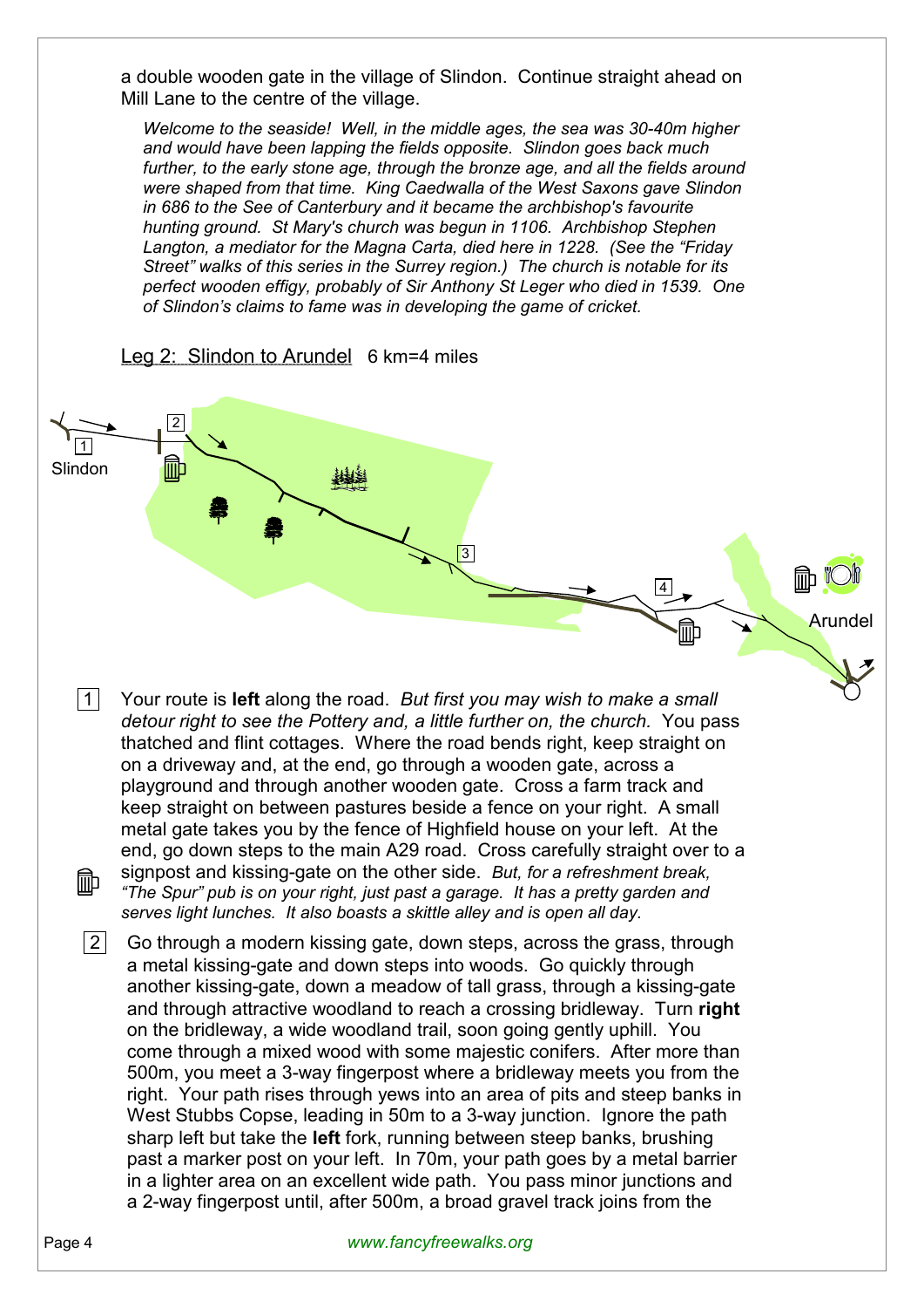a double wooden gate in the village of Slindon. Continue straight ahead on Mill Lane to the centre of the village.

*Welcome to the seaside! Well, in the middle ages, the sea was 30-40m higher and would have been lapping the fields opposite. Slindon goes back much further, to the early stone age, through the bronze age, and all the fields around were shaped from that time. King Caedwalla of the West Saxons gave Slindon in 686 to the See of Canterbury and it became the archbishop's favourite hunting ground. St Mary's church was begun in 1106. Archbishop Stephen Langton, a mediator for the Magna Carta, died here in 1228. (See the "Friday Street" walks of this series in the Surrey region.) The church is notable for its perfect wooden effigy, probably of Sir Anthony St Leger who died in 1539. One of Slindon's claims to fame was in developing the game of cricket.*

## Leg 2: Slindon to Arundel 6 km=4 miles

1 Your route is **left** along the road. *But first you may wish to make a small detour right to see the Pottery and, a little further on, the church.* You pass thatched and flint cottages. Where the road bends right, keep straight on on a driveway and, at the end, go through a wooden gate, across a playground and through another wooden gate. Cross a farm track and keep straight on between pastures beside a fence on your right. A small metal gate takes you by the fence of Highfield house on your left. At the end, go down steps to the main A29 road. Cross carefully straight over to a signpost and kissing-gate on the other side. *But, for a refreshment break, "The Spur" pub is on your right, just past a garage. It has a pretty garden and serves light lunches. It also boasts a skittle alley and is open all day.*

2 Go through a modern kissing gate, down steps, across the grass, through a metal kissing-gate and down steps into woods. Go quickly through another kissing-gate, down a meadow of tall grass, through a kissing-gate and through attractive woodland to reach a crossing bridleway. Turn **right** on the bridleway, a wide woodland trail, soon going gently uphill. You come through a mixed wood with some majestic conifers. After more than 500m, you meet a 3-way fingerpost where a bridleway meets you from the right. Your path rises through yews into an area of pits and steep banks in West Stubbs Copse, leading in 50m to a 3-way junction. Ignore the path sharp left but take the **left** fork, running between steep banks, brushing past a marker post on your left. In 70m, your path goes by a metal barrier in a lighter area on an excellent wide path. You pass minor junctions and a 2-way fingerpost until, after 500m, a broad gravel track joins from the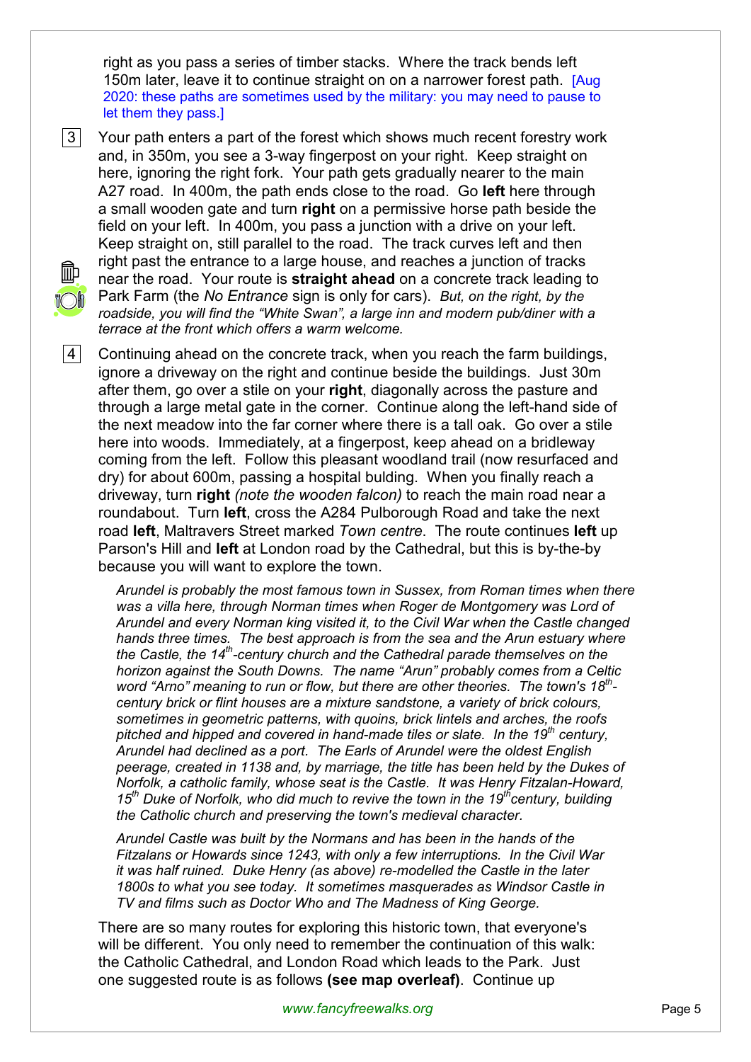right as you pass a series of timber stacks. Where the track bends left 150m later, leave it to continue straight on on a narrower forest path. [Aug 2020: these paths are sometimes used by the military: you may need to pause to let them they pass.]

3 Your path enters a part of the forest which shows much recent forestry work and, in 350m, you see a 3-way fingerpost on your right. Keep straight on here, ignoring the right fork. Your path gets gradually nearer to the main A27 road. In 400m, the path ends close to the road. Go **left** here through a small wooden gate and turn **right** on a permissive horse path beside the field on your left. In 400m, you pass a junction with a drive on your left. Keep straight on, still parallel to the road. The track curves left and then right past the entrance to a large house, and reaches a junction of tracks near the road. Your route is **straight ahead** on a concrete track leading to Park Farm (the *No Entrance* sign is only for cars). *But, on the right, by the roadside, you will find the "White Swan", a large inn and modern pub/diner with a terrace at the front which offers a warm welcome.*

4 Continuing ahead on the concrete track, when you reach the farm buildings, ignore a driveway on the right and continue beside the buildings. Just 30m after them, go over a stile on your **right**, diagonally across the pasture and through a large metal gate in the corner. Continue along the left-hand side of the next meadow into the far corner where there is a tall oak. Go over a stile here into woods. Immediately, at a fingerpost, keep ahead on a bridleway coming from the left. Follow this pleasant woodland trail (now resurfaced and dry) for about 600m, passing a hospital bulding. When you finally reach a driveway, turn **right** *(note the wooden falcon)* to reach the main road near a roundabout. Turn **left**, cross the A284 Pulborough Road and take the next road **left**, Maltravers Street marked *Town centre*. The route continues **left** up Parson's Hill and **left** at London road by the Cathedral, but this is by-the-by because you will want to explore the town.

*Arundel is probably the most famous town in Sussex, from Roman times when there was a villa here, through Norman times when Roger de Montgomery was Lord of Arundel and every Norman king visited it, to the Civil War when the Castle changed hands three times. The best approach is from the sea and the Arun estuary where the Castle, the 14th-century church and the Cathedral parade themselves on the horizon against the South Downs. The name "Arun" probably comes from a Celtic word "Arno" meaning to run or flow, but there are other theories. The town's 18th-century brick or flint houses are a mixture sandstone, a variety of brick colours, sometimes in geometric patterns, with quoins, brick lintels and arches, the roofs pitched and hipped and covered in hand-made tiles or slate. In the 19th century, Arundel had declined as a port. The Earls of Arundel were the oldest English peerage, created in 1138 and, by marriage, the title has been held by the Dukes of Norfolk, a catholic family, whose seat is the Castle. It was Henry Fitzalan-Howard, 15th Duke of Norfolk, who did much to revive the town in the 19th century, building the Catholic church and preserving the town's medieval character.*

*Arundel Castle was built by the Normans and has been in the hands of the Fitzalans or Howards since 1243, with only a few interruptions. In the Civil War it was half ruined. Duke Henry (as above) re-modelled the Castle in the later 1800s to what you see today. It sometimes masquerades as Windsor Castle in TV and films such as Doctor Who and The Madness of King George.*

There are so many routes for exploring this historic town, that everyone's will be different. You only need to remember the continuation of this walk: the Catholic Cathedral, and London Road which leads to the Park. Just one suggested route is as follows **(see map overleaf)**. Continue up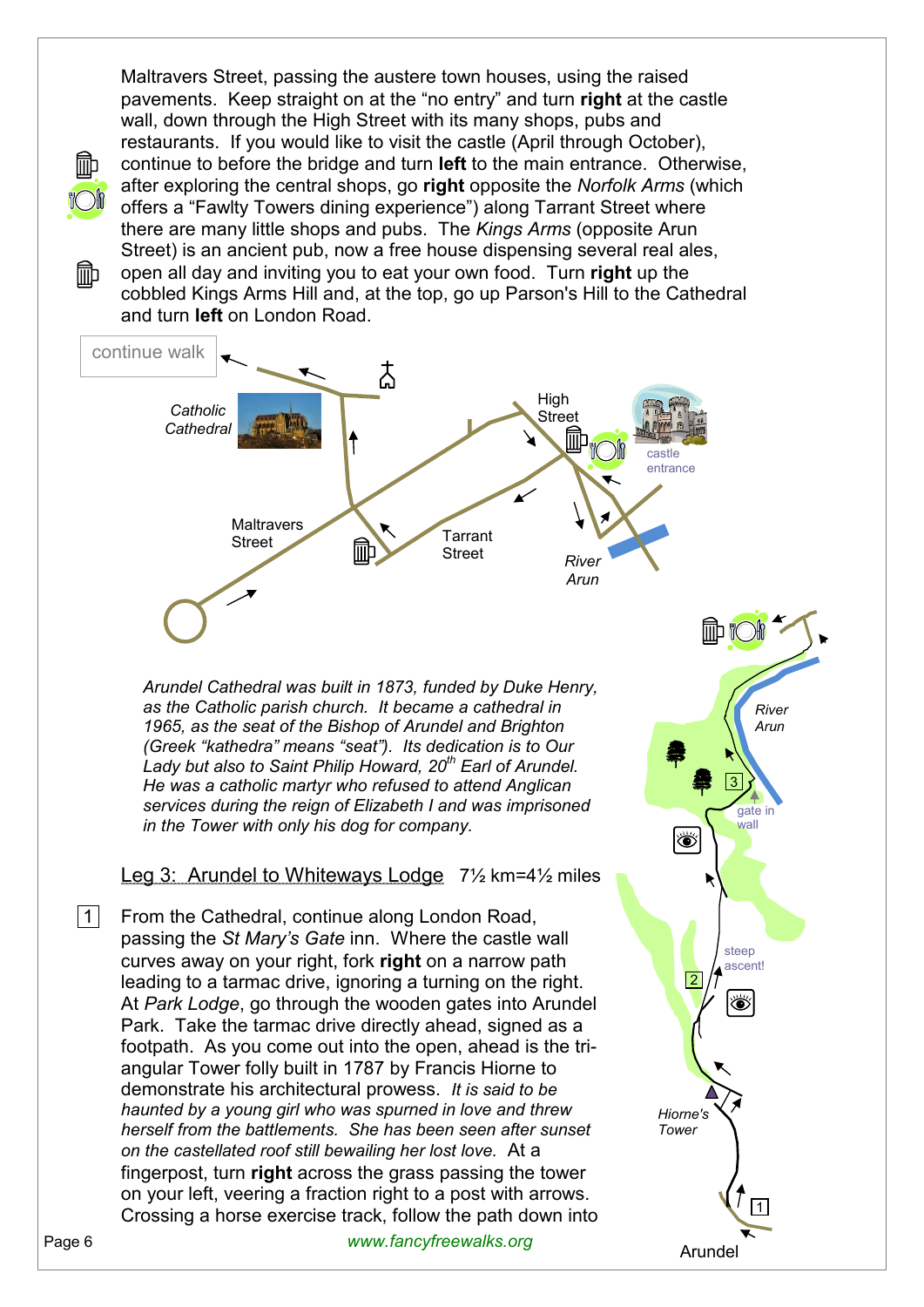Maltravers Street, passing the austere town houses, using the raised pavements. Keep straight on at the "no entry" and turn **right** at the castle wall, down through the High Street with its many shops, pubs and restaurants. If you would like to visit the castle (April through October), continue to before the bridge and turn **left** to the main entrance. Otherwise, after exploring the central shops, go **right** opposite the *Norfolk Arms* (which offers a "Fawlty Towers dining experience") along Tarrant Street where there are many little shops and pubs. The *Kings Arms* (opposite Arun Street) is an ancient pub, now a free house dispensing several real ales, open all day and inviting you to eat your own food. Turn **right** up the cobbled Kings Arms Hill and, at the top, go up Parson's Hill to the Cathedral and turn **left** on London Road.

*Arundel Cathedral was built in 1873, funded by Duke Henry, as the Catholic parish church. It became a cathedral in 1965, as the seat of the Bishop of Arundel and Brighton (Greek "kathedra" means "seat"). Its dedication is to Our Lady but also to Saint Philip Howard, 20th Earl of Arundel. He was a catholic martyr who refused to attend Anglican services during the reign of Elizabeth I and was imprisoned in the Tower with only his dog for company.*

## Leg 3: Arundel to Whiteways Lodge  7½ km=4½ miles

1 From the Cathedral, continue along London Road, passing the *St Mary's Gate* inn. Where the castle wall curves away on your right, fork **right** on a narrow path leading to a tarmac drive, ignoring a turning on the right. At *Park Lodge*, go through the wooden gates into Arundel Park. Take the tarmac drive directly ahead, signed as a footpath. As you come out into the open, ahead is the tri-angular Tower folly built in 1787 by Francis Hiorne to demonstrate his architectural prowess. *It is said to be haunted by a young girl who was spurned in love and threw herself from the battlements. She has been seen after sunset on the castellated roof still bewailing her lost love.* At a fingerpost, turn **right** across the grass passing the tower on your left, veering a fraction right to a post with arrows. Crossing a horse exercise track, follow the path down into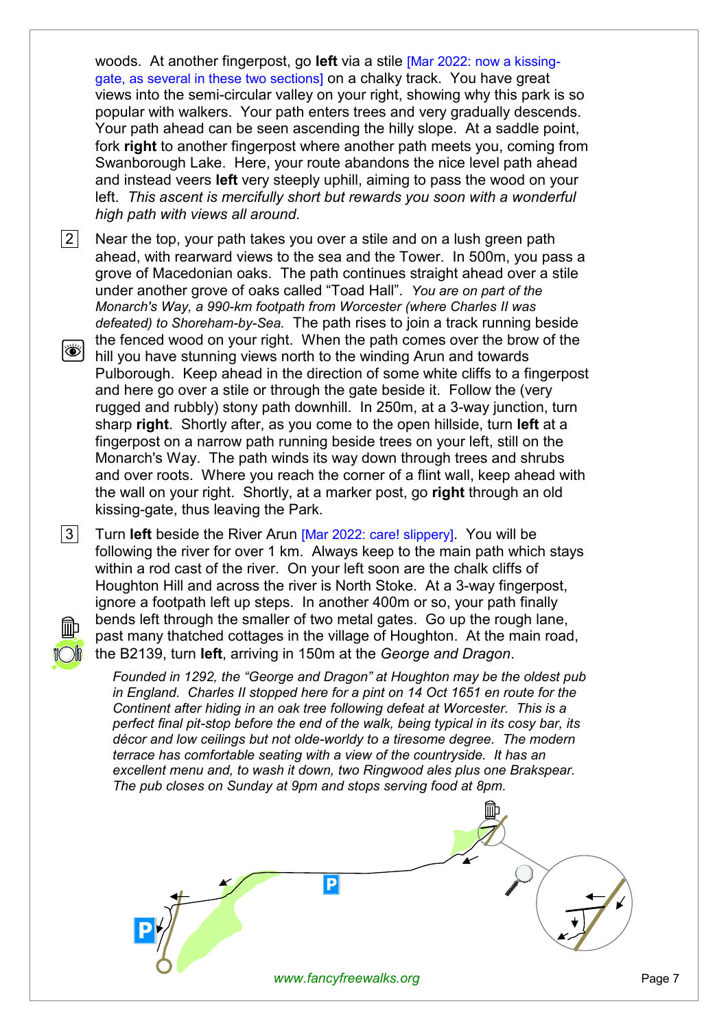woods. At another fingerpost, go **left** via a stile [Mar 2022: now a kissing-gate, as several in these two sections] on a chalky track. You have great views into the semi-circular valley on your right, showing why this park is so popular with walkers. Your path enters trees and very gradually descends. Your path ahead can be seen ascending the hilly slope. At a saddle point, fork **right** to another fingerpost where another path meets you, coming from Swanborough Lake. Here, your route abandons the nice level path ahead and instead veers **left** very steeply uphill, aiming to pass the wood on your left. *This ascent is mercifully short but rewards you soon with a wonderful high path with views all around.*

2 Near the top, your path takes you over a stile and on a lush green path ahead, with rearward views to the sea and the Tower. In 500m, you pass a grove of Macedonian oaks. The path continues straight ahead over a stile under another grove of oaks called "Toad Hall". *You are on part of the Monarch's Way, a 990-km footpath from Worcester (where Charles II was defeated) to Shoreham-by-Sea.* The path rises to join a track running beside the fenced wood on your right. When the path comes over the brow of the hill you have stunning views north to the winding Arun and towards Pulborough. Keep ahead in the direction of some white cliffs to a fingerpost and here go over a stile or through the gate beside it. Follow the (very rugged and rubbly) stony path downhill. In 250m, at a 3-way junction, turn sharp **right**. Shortly after, as you come to the open hillside, turn **left** at a fingerpost on a narrow path running beside trees on your left, still on the Monarch's Way. The path winds its way down through trees and shrubs and over roots. Where you reach the corner of a flint wall, keep ahead with the wall on your right. Shortly, at a marker post, go **right** through an old kissing-gate, thus leaving the Park.

3 Turn **left** beside the River Arun [Mar 2022: care! slippery]. You will be following the river for over 1 km. Always keep to the main path which stays within a rod cast of the river. On your left soon are the chalk cliffs of Houghton Hill and across the river is North Stoke. At a 3-way fingerpost, ignore a footpath left up steps. In another 400m or so, your path finally bends left through the smaller of two metal gates. Go up the rough lane, past many thatched cottages in the village of Houghton. At the main road, the B2139, turn **left**, arriving in 150m at the *George and Dragon*.

*Founded in 1292, the "George and Dragon" at Houghton may be the oldest pub in England. Charles II stopped here for a pint on 14 Oct 1651 en route for the Continent after hiding in an oak tree following defeat at Worcester. This is a perfect final pit-stop before the end of the walk, being typical in its cosy bar, its décor and low ceilings but not olde-worldy to a tiresome degree. The modern terrace has comfortable seating with a view of the countryside. It has an excellent menu and, to wash it down, two Ringwood ales plus one Brakspear. The pub closes on Sunday at 9pm and stops serving food at 8pm.*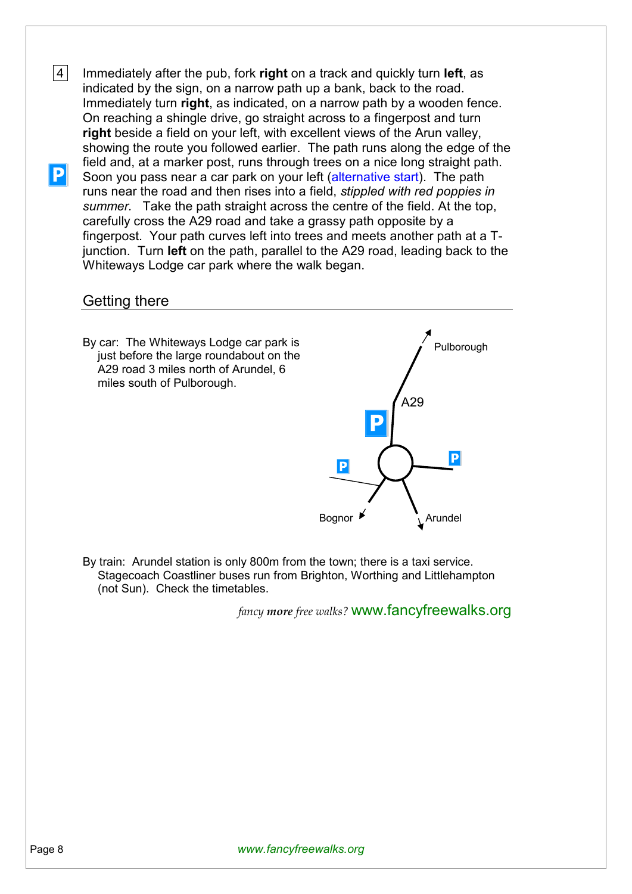4 Immediately after the pub, fork **right** on a track and quickly turn **left**, as indicated by the sign, on a narrow path up a bank, back to the road. Immediately turn **right**, as indicated, on a narrow path by a wooden fence. On reaching a shingle drive, go straight across to a fingerpost and turn **right** beside a field on your left, with excellent views of the Arun valley, showing the route you followed earlier. The path runs along the edge of the field and, at a marker post, runs through trees on a nice long straight path. Soon you pass near a car park on your left (alternative start). The path runs near the road and then rises into a field, *stippled with red poppies in summer.* Take the path straight across the centre of the field. At the top, carefully cross the A29 road and take a grassy path opposite by a fingerpost. Your path curves left into trees and meets another path at a T-junction. Turn **left** on the path, parallel to the A29 road, leading back to the Whiteways Lodge car park where the walk began.

## Getting there

By car: The Whiteways Lodge car park is just before the large roundabout on the A29 road 3 miles north of Arundel, 6 miles south of Pulborough.

Pulborough

A29

P

P

P

Bognor

Arundel

By train: Arundel station is only 800m from the town; there is a taxi service. Stagecoach Coastliner buses run from Brighton, Worthing and Littlehampton (not Sun). Check the timetables.

*fancy* ***more*** *free walks?* www.fancyfreewalks.org